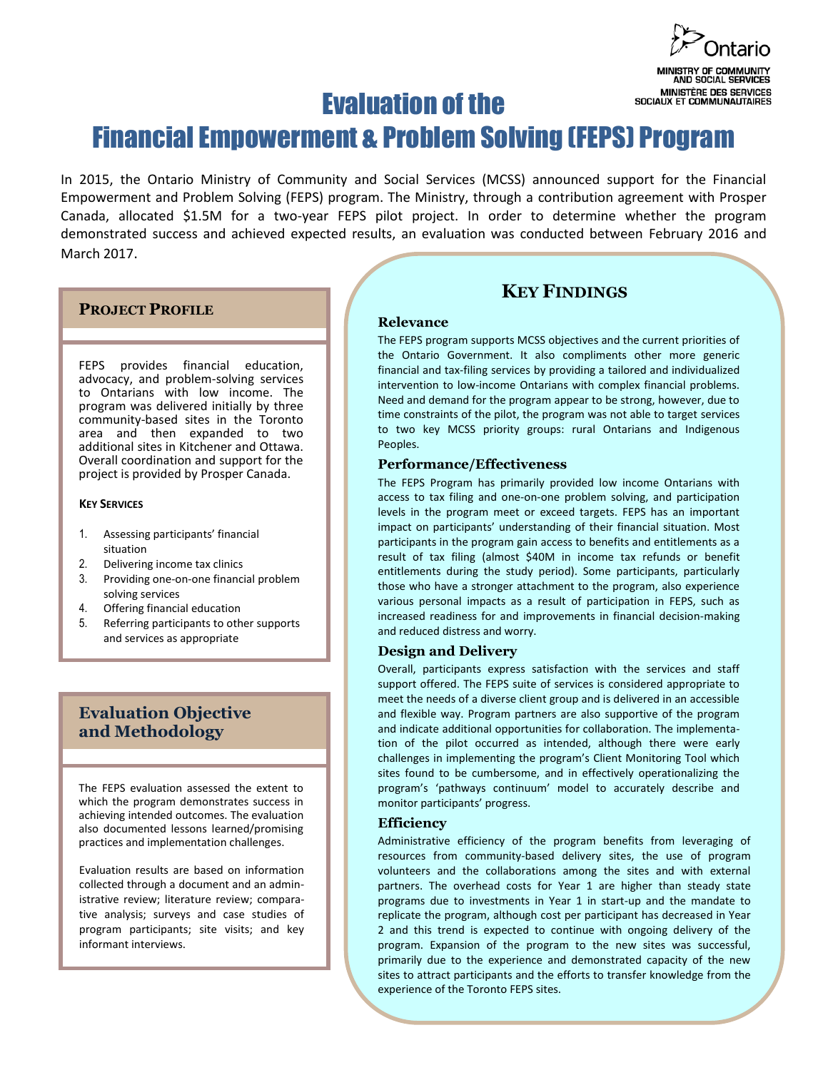# Evaluation of the Financial Empowerment & Problem Solving (FEPS) Program

In 2015, the Ontario Ministry of Community and Social Services (MCSS) announced support for the Financial Empowerment and Problem Solving (FEPS) program. The Ministry, through a contribution agreement with Prosper Canada, allocated $1.5M for a two-year FEPS pilot project. In order to determine whether the program demonstrated success and achieved expected results, an evaluation was conducted between February 2016 and March 2017.

## Project Profile

FEPS provides financial education, advocacy, and problem-solving services to Ontarians with low income. The program was delivered initially by three community-based sites in the Toronto area and then expanded to two additional sites in Kitchener and Ottawa. Overall coordination and support for the project is provided by Prosper Canada.

**Key Services**

1. Assessing participants' financial situation
2. Delivering income tax clinics
3. Providing one-on-one financial problem solving services
4. Offering financial education
5. Referring participants to other supports and services as appropriate

## Evaluation Objective and Methodology

The FEPS evaluation assessed the extent to which the program demonstrates success in achieving intended outcomes. The evaluation also documented lessons learned/promising practices and implementation challenges.

Evaluation results are based on information collected through a document and an administrative review; literature review; comparative analysis; surveys and case studies of program participants; site visits; and key informant interviews.

## Key Findings

### Relevance

The FEPS program supports MCSS objectives and the current priorities of the Ontario Government. It also compliments other more generic financial and tax-filing services by providing a tailored and individualized intervention to low-income Ontarians with complex financial problems. Need and demand for the program appear to be strong, however, due to time constraints of the pilot, the program was not able to target services to two key MCSS priority groups: rural Ontarians and Indigenous Peoples.

### Performance/Effectiveness

The FEPS Program has primarily provided low income Ontarians with access to tax filing and one-on-one problem solving, and participation levels in the program meet or exceed targets. FEPS has an important impact on participants' understanding of their financial situation. Most participants in the program gain access to benefits and entitlements as a result of tax filing (almost $40M in income tax refunds or benefit entitlements during the study period). Some participants, particularly those who have a stronger attachment to the program, also experience various personal impacts as a result of participation in FEPS, such as increased readiness for and improvements in financial decision-making and reduced distress and worry.

### Design and Delivery

Overall, participants express satisfaction with the services and staff support offered. The FEPS suite of services is considered appropriate to meet the needs of a diverse client group and is delivered in an accessible and flexible way. Program partners are also supportive of the program and indicate additional opportunities for collaboration. The implementation of the pilot occurred as intended, although there were early challenges in implementing the program's Client Monitoring Tool which sites found to be cumbersome, and in effectively operationalizing the program's 'pathways continuum' model to accurately describe and monitor participants' progress.

### Efficiency

Administrative efficiency of the program benefits from leveraging of resources from community-based delivery sites, the use of program volunteers and the collaborations among the sites and with external partners. The overhead costs for Year 1 are higher than steady state programs due to investments in Year 1 in start-up and the mandate to replicate the program, although cost per participant has decreased in Year 2 and this trend is expected to continue with ongoing delivery of the program. Expansion of the program to the new sites was successful, primarily due to the experience and demonstrated capacity of the new sites to attract participants and the efforts to transfer knowledge from the experience of the Toronto FEPS sites.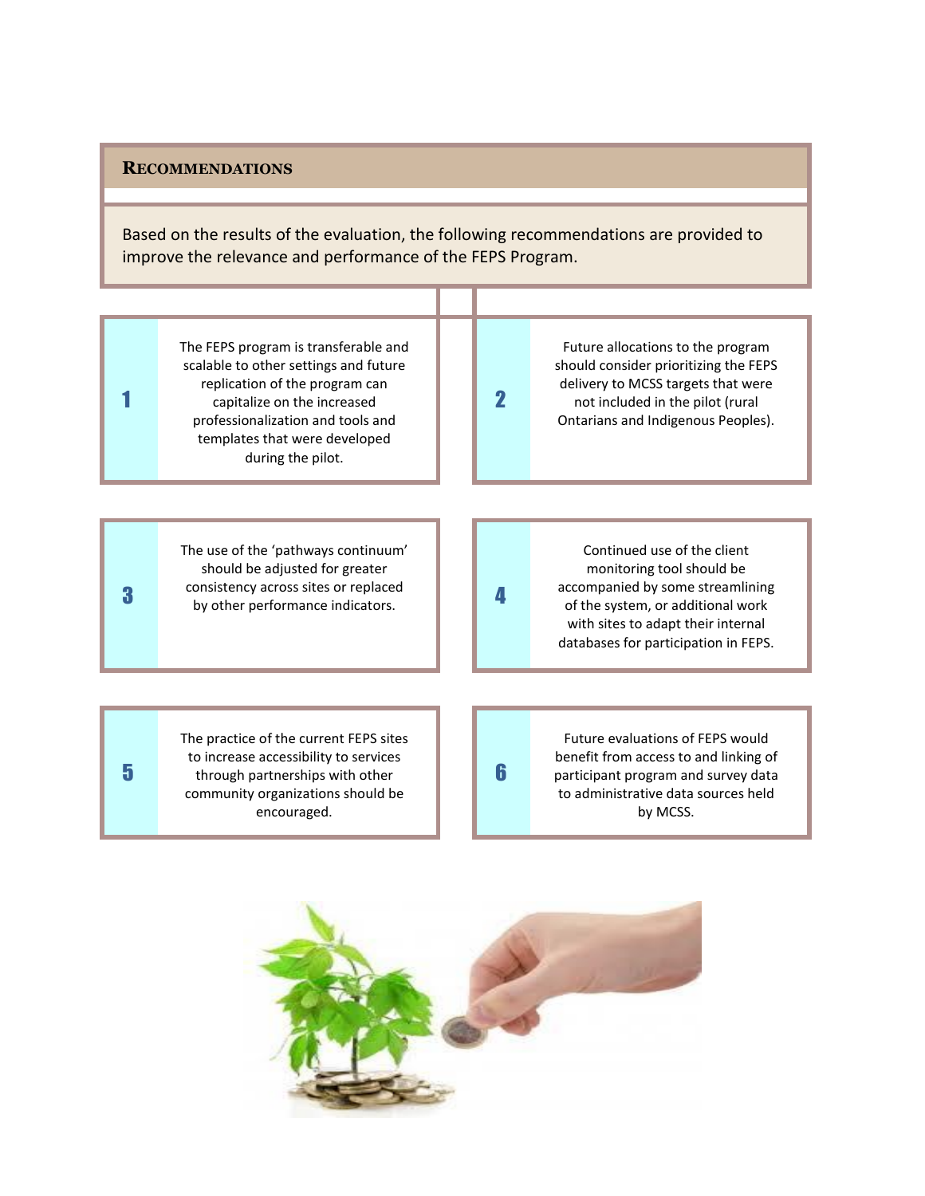## Recommendations

Based on the results of the evaluation, the following recommendations are provided to improve the relevance and performance of the FEPS Program.

**1** The FEPS program is transferable and scalable to other settings and future replication of the program can capitalize on the increased professionalization and tools and templates that were developed during the pilot.

**2** Future allocations to the program should consider prioritizing the FEPS delivery to MCSS targets that were not included in the pilot (rural Ontarians and Indigenous Peoples).

**3** The use of the 'pathways continuum' should be adjusted for greater consistency across sites or replaced by other performance indicators.

**4** Continued use of the client monitoring tool should be accompanied by some streamlining of the system, or additional work with sites to adapt their internal databases for participation in FEPS.

**5** The practice of the current FEPS sites to increase accessibility to services through partnerships with other community organizations should be encouraged.

**6** Future evaluations of FEPS would benefit from access to and linking of participant program and survey data to administrative data sources held by MCSS.